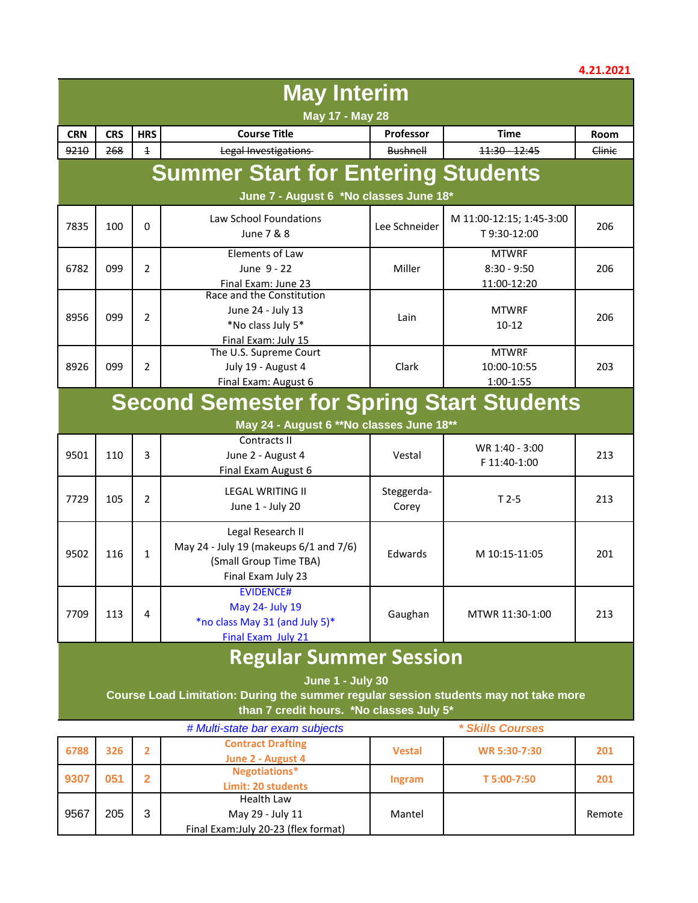4.21.2021

# May Interim

**May 17 - May 28**

| CRN | CRS | HRS | Course Title | Professor | Time | Room |
|---|---|---|---|---|---|---|
| ~~9210~~ | ~~268~~ | ~~1~~ | ~~Legal Investigations~~ | ~~Bushnell~~ | ~~11:30 - 12:45~~ | ~~Clinic~~ |

# Summer Start for Entering Students

**June 7 - August 6 *No classes June 18***

| CRN | CRS | HRS | Course Title | Professor | Time | Room |
|---|---|---|---|---|---|---|
| 7835 | 100 | 0 | Law School Foundations<br>June 7 & 8 | Lee Schneider | M 11:00-12:15; 1:45-3:00<br>T 9:30-12:00 | 206 |
| 6782 | 099 | 2 | Elements of Law<br>June 9 - 22<br>Final Exam: June 23 | Miller | MTWRF<br>8:30 - 9:50<br>11:00-12:20 | 206 |
| 8956 | 099 | 2 | Race and the Constitution<br>June 24 - July 13<br>*No class July 5*<br>Final Exam: July 15 | Lain | MTWRF<br>10-12 | 206 |
| 8926 | 099 | 2 | The U.S. Supreme Court<br>July 19 - August 4<br>Final Exam: August 6 | Clark | MTWRF<br>10:00-10:55<br>1:00-1:55 | 203 |

# Second Semester for Spring Start Students

**May 24 - August 6 **No classes June 18****

| CRN | CRS | HRS | Course Title | Professor | Time | Room |
|---|---|---|---|---|---|---|
| 9501 | 110 | 3 | Contracts II<br>June 2 - August 4<br>Final Exam August 6 | Vestal | WR 1:40 - 3:00<br>F 11:40-1:00 | 213 |
| 7729 | 105 | 2 | LEGAL WRITING II<br>June 1 - July 20 | Steggerda-Corey | T 2-5 | 213 |
| 9502 | 116 | 1 | Legal Research II<br>May 24 - July 19 (makeups 6/1 and 7/6)<br>(Small Group Time TBA)<br>Final Exam July 23 | Edwards | M 10:15-11:05 | 201 |
| 7709 | 113 | 4 | EVIDENCE#<br>May 24- July 19<br>*no class May 31 (and July 5)*<br>Final Exam July 21 | Gaughan | MTWR 11:30-1:00 | 213 |

# Regular Summer Session

**June 1 - July 30**

**Course Load Limitation: During the summer regular session students may not take more than 7 credit hours. *No classes July 5***

*# Multi-state bar exam subjects* *\* Skills Courses*

| CRN | CRS | HRS | Course Title | Professor | Time | Room |
|---|---|---|---|---|---|---|
| **6788** | **326** | **2** | **Contract Drafting<br>June 2 - August 4** | **Vestal** | **WR 5:30-7:30** | **201** |
| **9307** | **051** | **2** | **Negotiations*<br>Limit: 20 students** | **Ingram** | **T 5:00-7:50** | **201** |
| 9567 | 205 | 3 | Health Law<br>May 29 - July 11<br>Final Exam:July 20-23 (flex format) | Mantel | | Remote |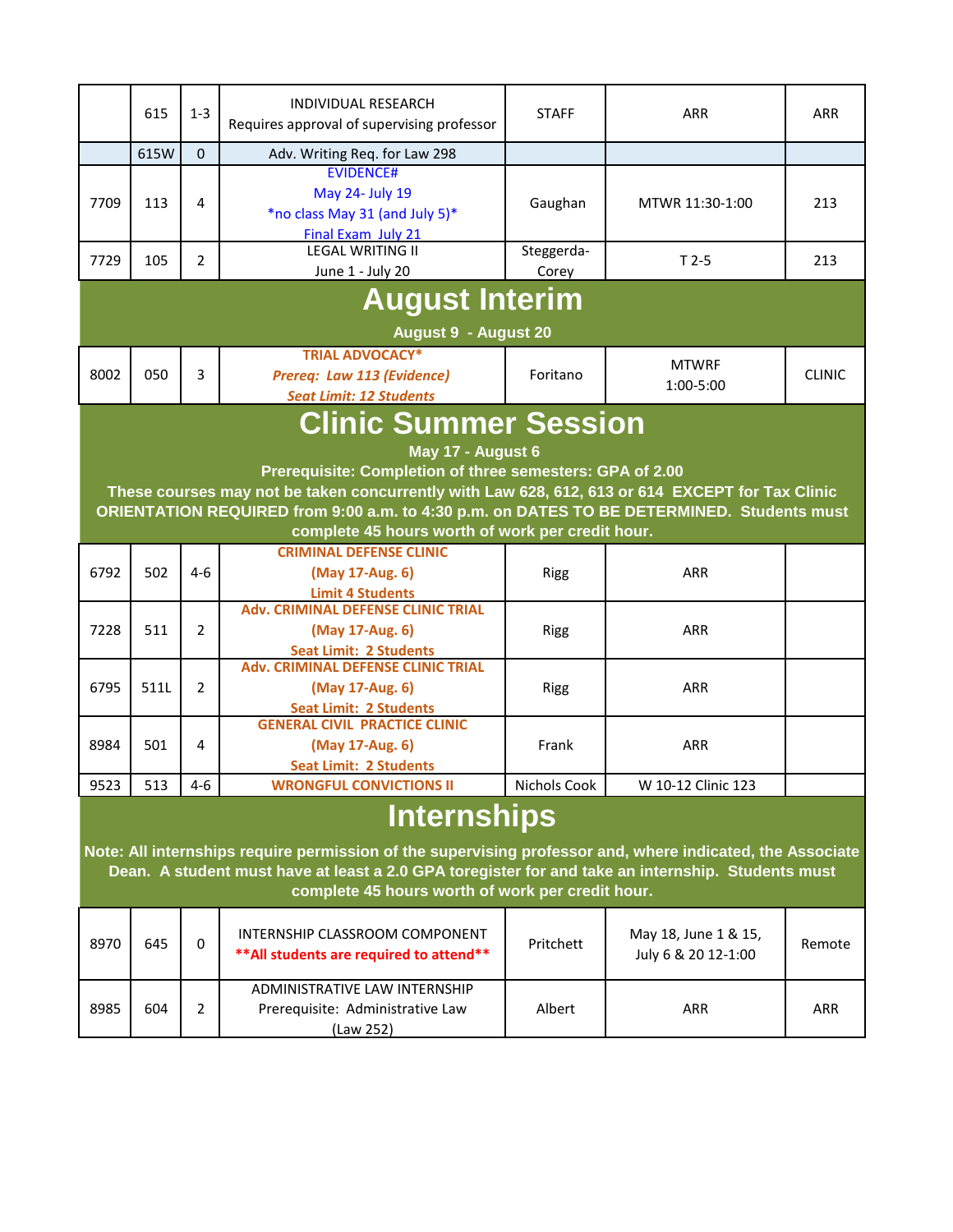|  | 615 | 1-3 | INDIVIDUAL RESEARCH<br>Requires approval of supervising professor | STAFF | ARR | ARR |
|---|---|---|---|---|---|---|
|  | 615W | 0 | Adv. Writing Req. for Law 298 |  |  |  |
| 7709 | 113 | 4 | EVIDENCE#<br>May 24- July 19<br>*no class May 31 (and July 5)*<br>Final Exam July 21 | Gaughan | MTWR 11:30-1:00 | 213 |
| 7729 | 105 | 2 | LEGAL WRITING II<br>June 1 - July 20 | Steggerda-Corey | T 2-5 | 213 |

## August Interim

**August 9 - August 20**

| 8002 | 050 | 3 | **TRIAL ADVOCACY***<br>***Prereq: Law 113 (Evidence)***<br>***Seat Limit: 12 Students*** | Foritano | MTWRF<br>1:00-5:00 | CLINIC |
|---|---|---|---|---|---|---|

## Clinic Summer Session

**May 17 - August 6**

**Prerequisite: Completion of three semesters: GPA of 2.00**

**These courses may not be taken concurrently with Law 628, 612, 613 or 614 EXCEPT for Tax Clinic ORIENTATION REQUIRED from 9:00 a.m. to 4:30 p.m. on DATES TO BE DETERMINED. Students must complete 45 hours worth of work per credit hour.**

| 6792 | 502 | 4-6 | **CRIMINAL DEFENSE CLINIC**<br>**(May 17-Aug. 6)**<br>**Limit 4 Students** | Rigg | ARR |  |
|---|---|---|---|---|---|---|
| 7228 | 511 | 2 | **Adv. CRIMINAL DEFENSE CLINIC TRIAL**<br>**(May 17-Aug. 6)**<br>**Seat Limit: 2 Students** | Rigg | ARR |  |
| 6795 | 511L | 2 | **Adv. CRIMINAL DEFENSE CLINIC TRIAL**<br>**(May 17-Aug. 6)**<br>**Seat Limit: 2 Students** | Rigg | ARR |  |
| 8984 | 501 | 4 | **GENERAL CIVIL PRACTICE CLINIC**<br>**(May 17-Aug. 6)**<br>**Seat Limit: 2 Students** | Frank | ARR |  |
| 9523 | 513 | 4-6 | **WRONGFUL CONVICTIONS II** | Nichols Cook | W 10-12 Clinic 123 |  |

## Internships

**Note: All internships require permission of the supervising professor and, where indicated, the Associate Dean. A student must have at least a 2.0 GPA toregister for and take an internship. Students must complete 45 hours worth of work per credit hour.**

| 8970 | 645 | 0 | INTERNSHIP CLASSROOM COMPONENT<br>**\*\*All students are required to attend\*\*** | Pritchett | May 18, June 1 & 15,<br>July 6 & 20 12-1:00 | Remote |
|---|---|---|---|---|---|---|
| 8985 | 604 | 2 | ADMINISTRATIVE LAW INTERNSHIP<br>Prerequisite: Administrative Law (Law 252) | Albert | ARR | ARR |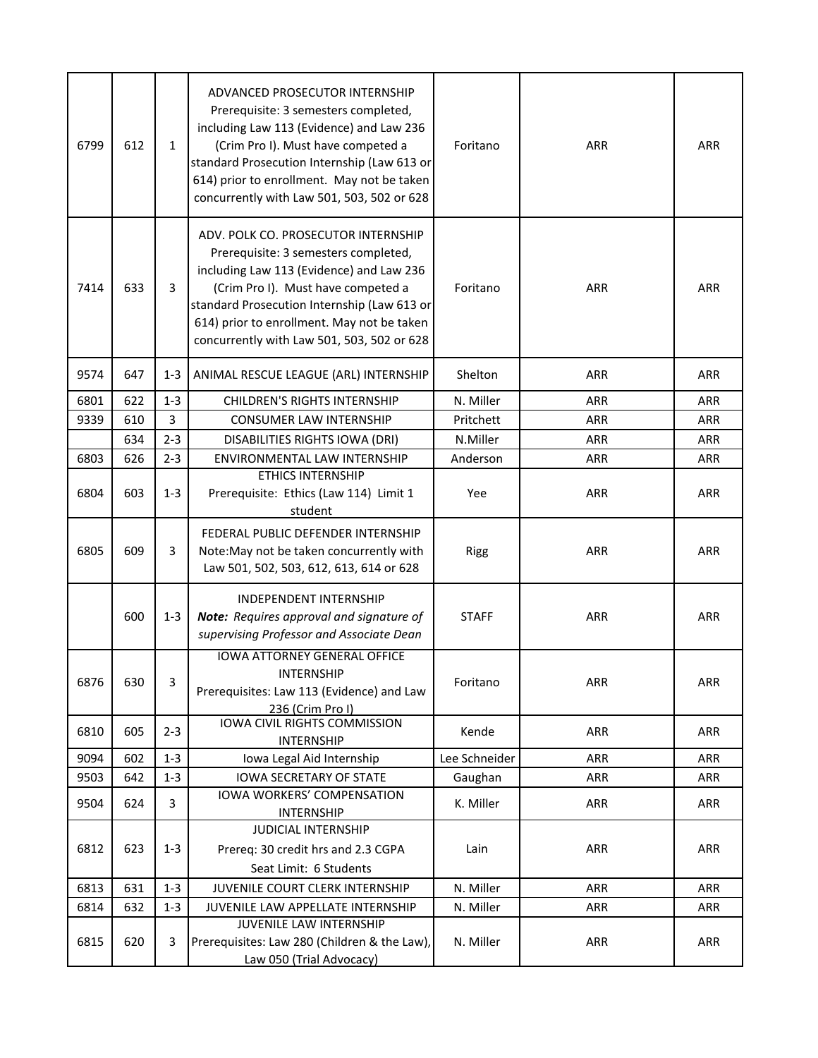| | | | | | | |
|---|---|---|---|---|---|---|
| 6799 | 612 | 1 | ADVANCED PROSECUTOR INTERNSHIP Prerequisite: 3 semesters completed, including Law 113 (Evidence) and Law 236 (Crim Pro I). Must have competed a standard Prosecution Internship (Law 613 or 614) prior to enrollment. May not be taken concurrently with Law 501, 503, 502 or 628 | Foritano | ARR | ARR |
| 7414 | 633 | 3 | ADV. POLK CO. PROSECUTOR INTERNSHIP Prerequisite: 3 semesters completed, including Law 113 (Evidence) and Law 236 (Crim Pro I). Must have competed a standard Prosecution Internship (Law 613 or 614) prior to enrollment. May not be taken concurrently with Law 501, 503, 502 or 628 | Foritano | ARR | ARR |
| 9574 | 647 | 1-3 | ANIMAL RESCUE LEAGUE (ARL) INTERNSHIP | Shelton | ARR | ARR |
| 6801 | 622 | 1-3 | CHILDREN'S RIGHTS INTERNSHIP | N. Miller | ARR | ARR |
| 9339 | 610 | 3 | CONSUMER LAW INTERNSHIP | Pritchett | ARR | ARR |
| | 634 | 2-3 | DISABILITIES RIGHTS IOWA (DRI) | N.Miller | ARR | ARR |
| 6803 | 626 | 2-3 | ENVIRONMENTAL LAW INTERNSHIP | Anderson | ARR | ARR |
| 6804 | 603 | 1-3 | ETHICS INTERNSHIP Prerequisite: Ethics (Law 114) Limit 1 student | Yee | ARR | ARR |
| 6805 | 609 | 3 | FEDERAL PUBLIC DEFENDER INTERNSHIP Note:May not be taken concurrently with Law 501, 502, 503, 612, 613, 614 or 628 | Rigg | ARR | ARR |
| | 600 | 1-3 | INDEPENDENT INTERNSHIP ***Note:*** *Requires approval and signature of supervising Professor and Associate Dean* | STAFF | ARR | ARR |
| 6876 | 630 | 3 | IOWA ATTORNEY GENERAL OFFICE INTERNSHIP Prerequisites: Law 113 (Evidence) and Law 236 (Crim Pro I) | Foritano | ARR | ARR |
| 6810 | 605 | 2-3 | IOWA CIVIL RIGHTS COMMISSION INTERNSHIP | Kende | ARR | ARR |
| 9094 | 602 | 1-3 | Iowa Legal Aid Internship | Lee Schneider | ARR | ARR |
| 9503 | 642 | 1-3 | IOWA SECRETARY OF STATE | Gaughan | ARR | ARR |
| 9504 | 624 | 3 | IOWA WORKERS' COMPENSATION INTERNSHIP | K. Miller | ARR | ARR |
| 6812 | 623 | 1-3 | JUDICIAL INTERNSHIP Prereq: 30 credit hrs and 2.3 CGPA Seat Limit: 6 Students | Lain | ARR | ARR |
| 6813 | 631 | 1-3 | JUVENILE COURT CLERK INTERNSHIP | N. Miller | ARR | ARR |
| 6814 | 632 | 1-3 | JUVENILE LAW APPELLATE INTERNSHIP | N. Miller | ARR | ARR |
| 6815 | 620 | 3 | JUVENILE LAW INTERNSHIP Prerequisites: Law 280 (Children & the Law), Law 050 (Trial Advocacy) | N. Miller | ARR | ARR |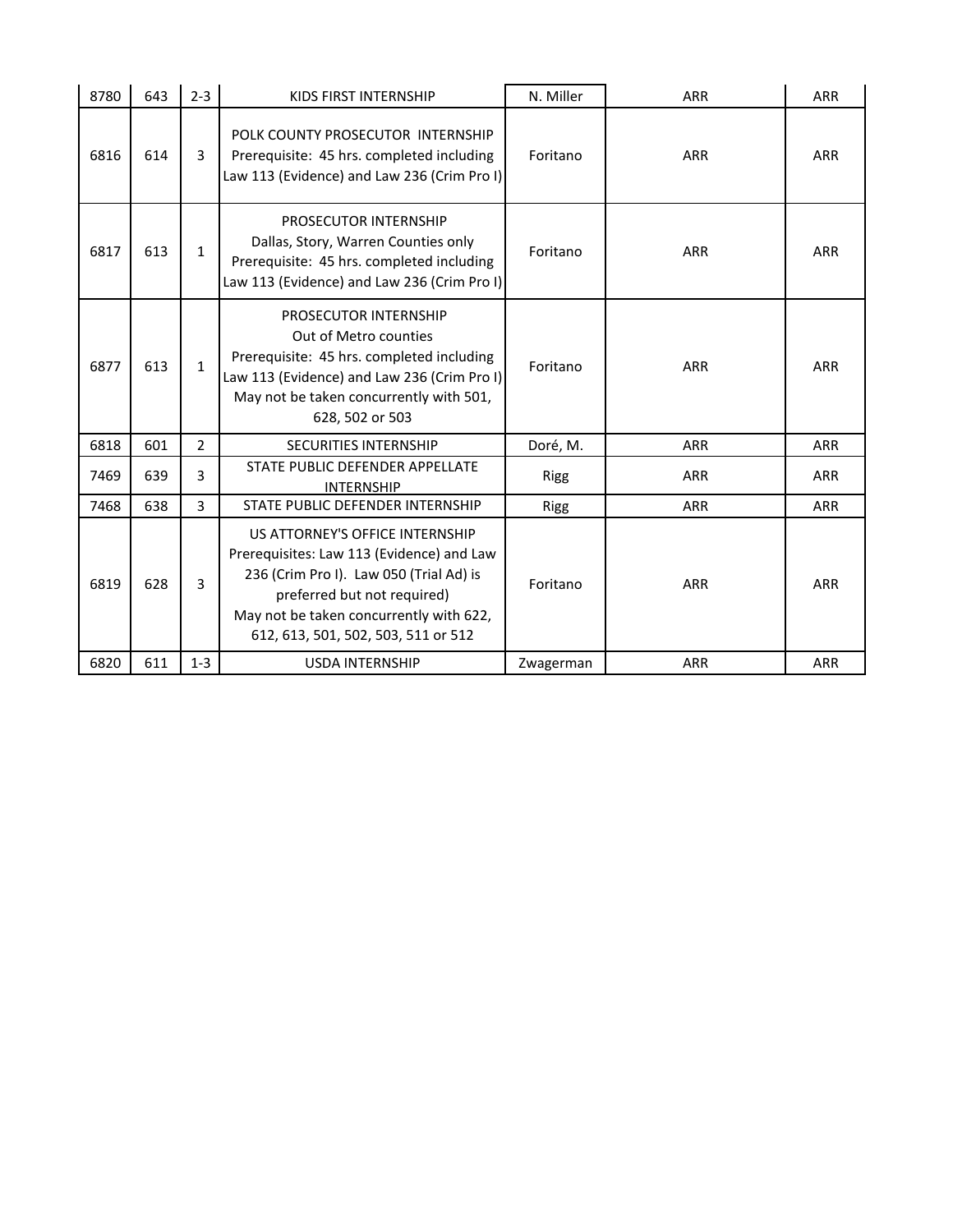| | | | | | | |
|---|---|---|---|---|---|---|
| 8780 | 643 | 2-3 | KIDS FIRST INTERNSHIP | N. Miller | ARR | ARR |
| 6816 | 614 | 3 | POLK COUNTY PROSECUTOR INTERNSHIP<br>Prerequisite: 45 hrs. completed including Law 113 (Evidence) and Law 236 (Crim Pro I) | Foritano | ARR | ARR |
| 6817 | 613 | 1 | PROSECUTOR INTERNSHIP<br>Dallas, Story, Warren Counties only<br>Prerequisite: 45 hrs. completed including Law 113 (Evidence) and Law 236 (Crim Pro I) | Foritano | ARR | ARR |
| 6877 | 613 | 1 | PROSECUTOR INTERNSHIP<br>Out of Metro counties<br>Prerequisite: 45 hrs. completed including Law 113 (Evidence) and Law 236 (Crim Pro I)<br>May not be taken concurrently with 501, 628, 502 or 503 | Foritano | ARR | ARR |
| 6818 | 601 | 2 | SECURITIES INTERNSHIP | Doré, M. | ARR | ARR |
| 7469 | 639 | 3 | STATE PUBLIC DEFENDER APPELLATE INTERNSHIP | Rigg | ARR | ARR |
| 7468 | 638 | 3 | STATE PUBLIC DEFENDER INTERNSHIP | Rigg | ARR | ARR |
| 6819 | 628 | 3 | US ATTORNEY'S OFFICE INTERNSHIP<br>Prerequisites: Law 113 (Evidence) and Law 236 (Crim Pro I). Law 050 (Trial Ad) is preferred but not required)<br>May not be taken concurrently with 622, 612, 613, 501, 502, 503, 511 or 512 | Foritano | ARR | ARR |
| 6820 | 611 | 1-3 | USDA INTERNSHIP | Zwagerman | ARR | ARR |